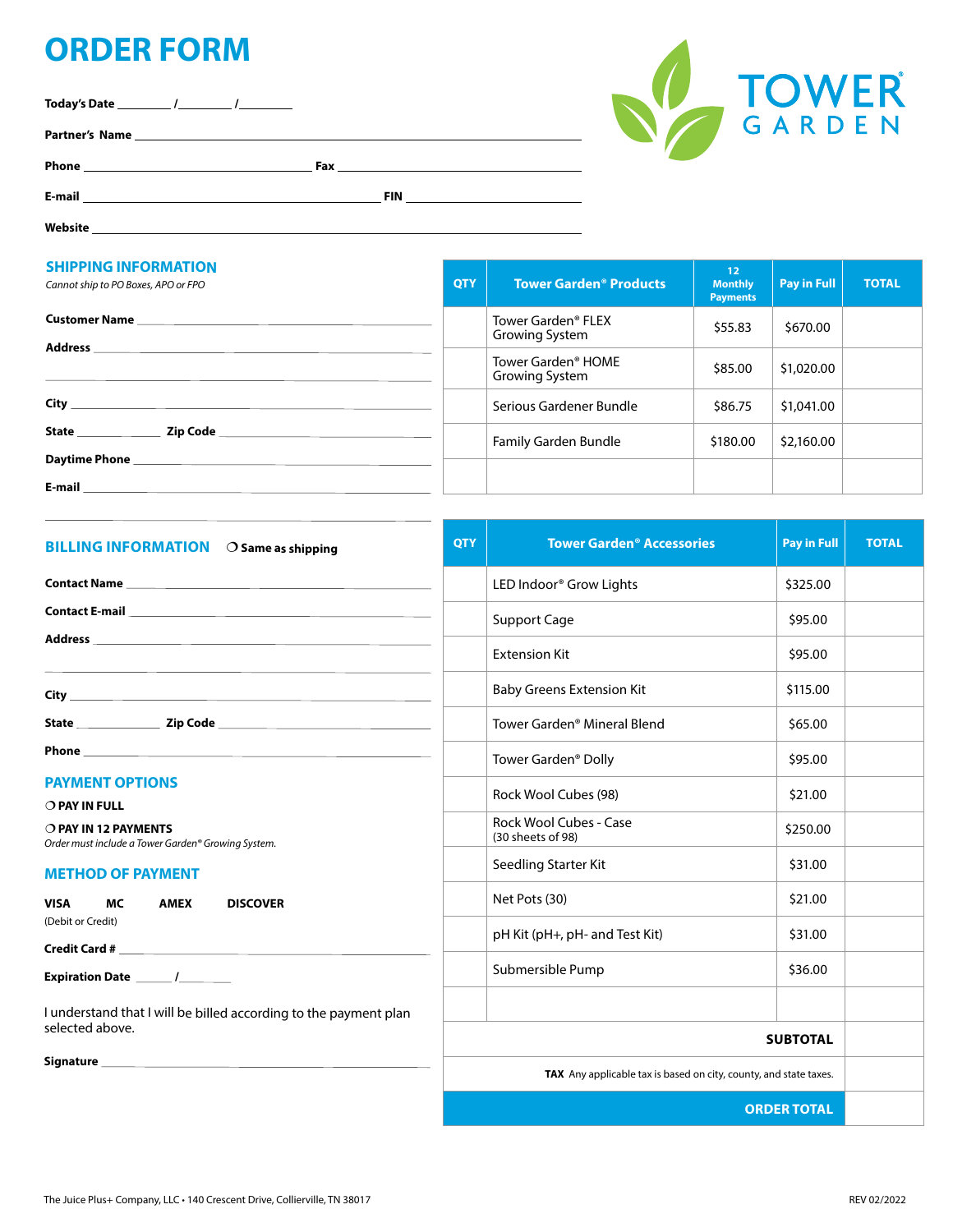# ORDER FORM

TOWER GARDEN

**Today's Date** ________ /________ /________

**Partner's Name** ____________________________________________

**Phone** ______________________ **Fax** ______________________

**E-mail** ______________________ **FIN** ______________________

**Website** ____________________________________________

## SHIPPING INFORMATION

*Cannot ship to PO Boxes, APO or FPO*

**Customer Name** ______________________________

**Address** ______________________________

______________________________

**City** ______________________________

**State** __________ **Zip Code** ______________________

**Daytime Phone** ______________________________

**E-mail** ______________________________

| QTY | Tower Garden® Products | 12 Monthly Payments | Pay in Full | TOTAL |
|---|---|---|---|---|
| | Tower Garden® FLEX Growing System | $55.83 | $670.00 | |
| | Tower Garden® HOME Growing System | $85.00 | $1,020.00 | |
| | Serious Gardener Bundle | $86.75 | $1,041.00 | |
| | Family Garden Bundle | $180.00 | $2,160.00 | |
| | | | | |

## BILLING INFORMATION

❍ **Same as shipping**

**Contact Name** ______________________________

**Contact E-mail** ______________________________

**Address** ______________________________

______________________________

**City** ______________________________

**State** __________ **Zip Code** ______________________

**Phone** ______________________________

## PAYMENT OPTIONS

❍ **PAY IN FULL**

❍ **PAY IN 12 PAYMENTS**

*Order must include a Tower Garden® Growing System.*

## METHOD OF PAYMENT

**VISA** **MC** **AMEX** **DISCOVER**

(Debit or Credit)

**Credit Card #** ______________________________

**Expiration Date** ______ /________

I understand that I will be billed according to the payment plan selected above.

**Signature** ______________________________

| QTY | Tower Garden® Accessories | Pay in Full | TOTAL |
|---|---|---|---|
| | LED Indoor® Grow Lights | $325.00 | |
| | Support Cage | $95.00 | |
| | Extension Kit | $95.00 | |
| | Baby Greens Extension Kit | $115.00 | |
| | Tower Garden® Mineral Blend | $65.00 | |
| | Tower Garden® Dolly | $95.00 | |
| | Rock Wool Cubes (98) | $21.00 | |
| | Rock Wool Cubes - Case (30 sheets of 98) | $250.00 | |
| | Seedling Starter Kit | $31.00 | |
| | Net Pots (30) | $21.00 | |
| | pH Kit (pH+, pH- and Test Kit) | $31.00 | |
| | Submersible Pump | $36.00 | |
| | | | |
| | | **SUBTOTAL** | |
| | | **TAX** Any applicable tax is based on city, county, and state taxes. | |
| | | **ORDER TOTAL** | |

The Juice Plus+ Company, LLC • 140 Crescent Drive, Collierville, TN 38017

REV 02/2022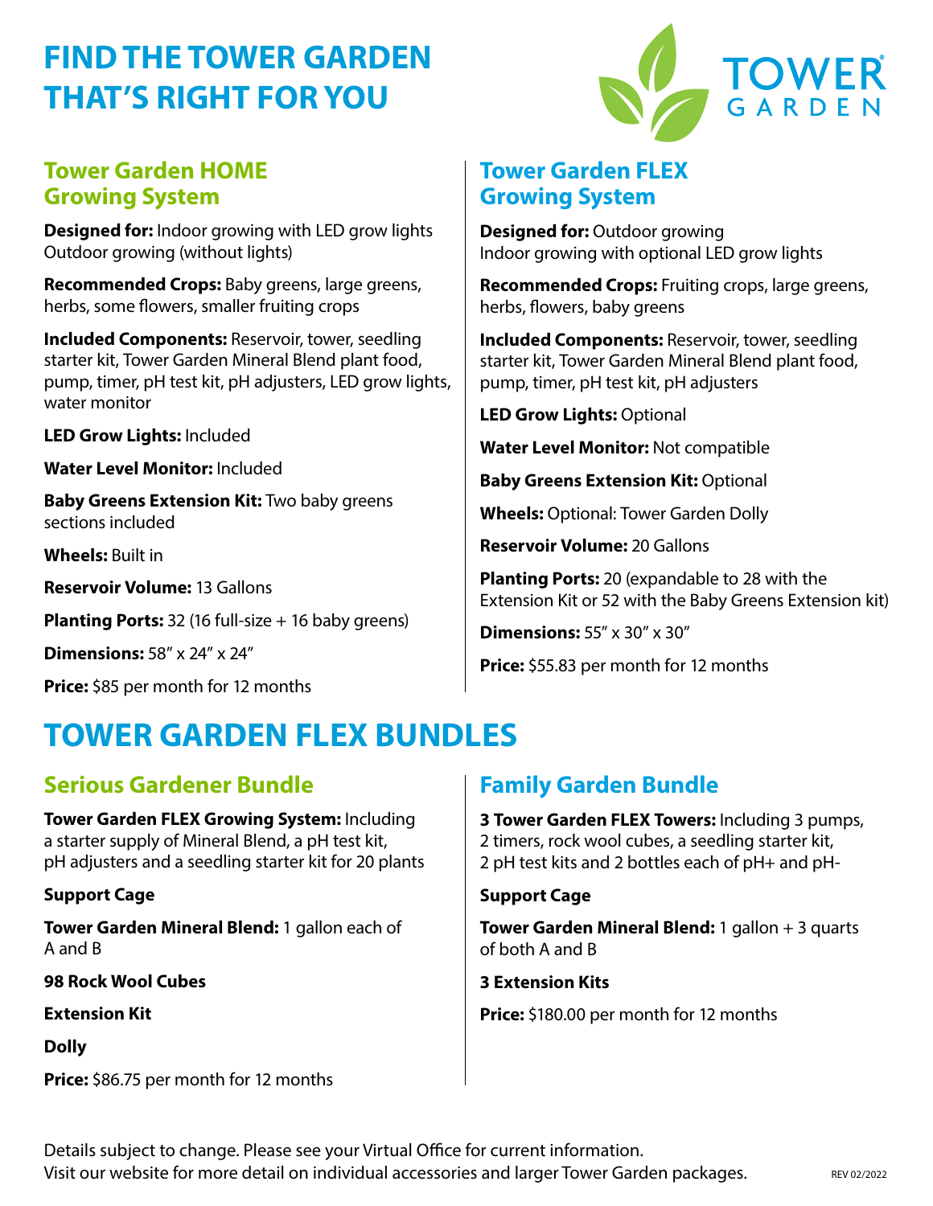# FIND THE TOWER GARDEN THAT'S RIGHT FOR YOU

TOWER GARDEN

## Tower Garden HOME Growing System

**Designed for:** Indoor growing with LED grow lights
Outdoor growing (without lights)

**Recommended Crops:** Baby greens, large greens, herbs, some flowers, smaller fruiting crops

**Included Components:** Reservoir, tower, seedling starter kit, Tower Garden Mineral Blend plant food, pump, timer, pH test kit, pH adjusters, LED grow lights, water monitor

**LED Grow Lights:** Included

**Water Level Monitor:** Included

**Baby Greens Extension Kit:** Two baby greens sections included

**Wheels:** Built in

**Reservoir Volume:** 13 Gallons

**Planting Ports:** 32 (16 full-size + 16 baby greens)

**Dimensions:** 58" x 24" x 24"

**Price:** $85 per month for 12 months

## Tower Garden FLEX Growing System

**Designed for:** Outdoor growing
Indoor growing with optional LED grow lights

**Recommended Crops:** Fruiting crops, large greens, herbs, flowers, baby greens

**Included Components:** Reservoir, tower, seedling starter kit, Tower Garden Mineral Blend plant food, pump, timer, pH test kit, pH adjusters

**LED Grow Lights:** Optional

**Water Level Monitor:** Not compatible

**Baby Greens Extension Kit:** Optional

**Wheels:** Optional: Tower Garden Dolly

**Reservoir Volume:** 20 Gallons

**Planting Ports:** 20 (expandable to 28 with the Extension Kit or 52 with the Baby Greens Extension kit)

**Dimensions:** 55" x 30" x 30"

**Price:** $55.83 per month for 12 months

# TOWER GARDEN FLEX BUNDLES

## Serious Gardener Bundle

**Tower Garden FLEX Growing System:** Including a starter supply of Mineral Blend, a pH test kit, pH adjusters and a seedling starter kit for 20 plants

**Support Cage**

**Tower Garden Mineral Blend:** 1 gallon each of A and B

**98 Rock Wool Cubes**

**Extension Kit**

**Dolly**

**Price:** $86.75 per month for 12 months

## Family Garden Bundle

**3 Tower Garden FLEX Towers:** Including 3 pumps, 2 timers, rock wool cubes, a seedling starter kit, 2 pH test kits and 2 bottles each of pH+ and pH-

**Support Cage**

**Tower Garden Mineral Blend:** 1 gallon + 3 quarts of both A and B

**3 Extension Kits**

**Price:** $180.00 per month for 12 months

Details subject to change. Please see your Virtual Office for current information.
Visit our website for more detail on individual accessories and larger Tower Garden packages.

REV 02/2022